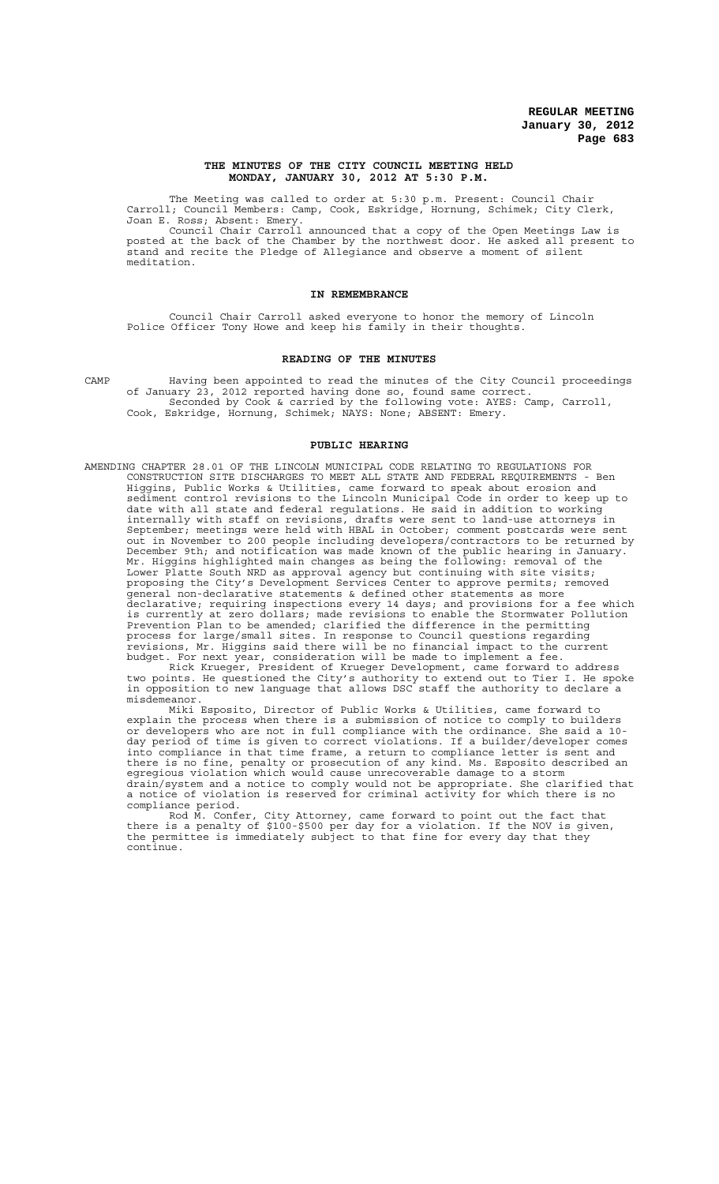# THE MINUTES OF THE CITY COUNCIL MEETING HELD MONDAY, JANUARY 30, 2012 AT 5:30 P.M.

The Meeting was called to order at 5:30 p.m. Present: Council Chair Carroll; Council Members: Camp, Cook, Eskridge, Hornung, Schimek; City Clerk, Joan E. Ross; Absent: Emery.

Council Chair Carroll announced that a copy of the Open Meetings Law is posted at the back of the Chamber by the northwest door. He asked all present to stand and recite the Pledge of Allegiance and observe a moment of silent meditation.

## IN REMEMBRANCE

Council Chair Carroll asked everyone to honor the memory of Lincoln Police Officer Tony Howe and keep his family in their thoughts.

## READING OF THE MINUTES

CAMP Having been appointed to read the minutes of the City Council proceedings of January 23, 2012 reported having done so, found same correct.

Seconded by Cook & carried by the following vote: AYES: Camp, Carroll, Cook, Eskridge, Hornung, Schimek; NAYS: None; ABSENT: Emery.

## PUBLIC HEARING

AMENDING CHAPTER 28.01 OF THE LINCOLN MUNICIPAL CODE RELATING TO REGULATIONS FOR CONSTRUCTION SITE DISCHARGES TO MEET ALL STATE AND FEDERAL REQUIREMENTS - Ben Higgins, Public Works & Utilities, came forward to speak about erosion and sediment control revisions to the Lincoln Municipal Code in order to keep up to date with all state and federal regulations. He said in addition to working internally with staff on revisions, drafts were sent to land-use attorneys in September; meetings were held with HBAL in October; comment postcards were sent out in November to 200 people including developers/contractors to be returned by December 9th; and notification was made known of the public hearing in January. Mr. Higgins highlighted main changes as being the following: removal of the Lower Platte South NRD as approval agency but continuing with site visits; proposing the City's Development Services Center to approve permits; removed general non-declarative statements & defined other statements as more declarative; requiring inspections every 14 days; and provisions for a fee which is currently at zero dollars; made revisions to enable the Stormwater Pollution Prevention Plan to be amended; clarified the difference in the permitting process for large/small sites. In response to Council questions regarding revisions, Mr. Higgins said there will be no financial impact to the current budget. For next year, consideration will be made to implement a fee.

Rick Krueger, President of Krueger Development, came forward to address two points. He questioned the City's authority to extend out to Tier I. He spoke in opposition to new language that allows DSC staff the authority to declare a misdemeanor.

Miki Esposito, Director of Public Works & Utilities, came forward to explain the process when there is a submission of notice to comply to builders or developers who are not in full compliance with the ordinance. She said a 10-day period of time is given to correct violations. If a builder/developer comes into compliance in that time frame, a return to compliance letter is sent and there is no fine, penalty or prosecution of any kind. Ms. Esposito described an egregious violation which would cause unrecoverable damage to a storm drain/system and a notice to comply would not be appropriate. She clarified that a notice of violation is reserved for criminal activity for which there is no compliance period.

Rod M. Confer, City Attorney, came forward to point out the fact that there is a penalty of $100-$500 per day for a violation. If the NOV is given, the permittee is immediately subject to that fine for every day that they continue.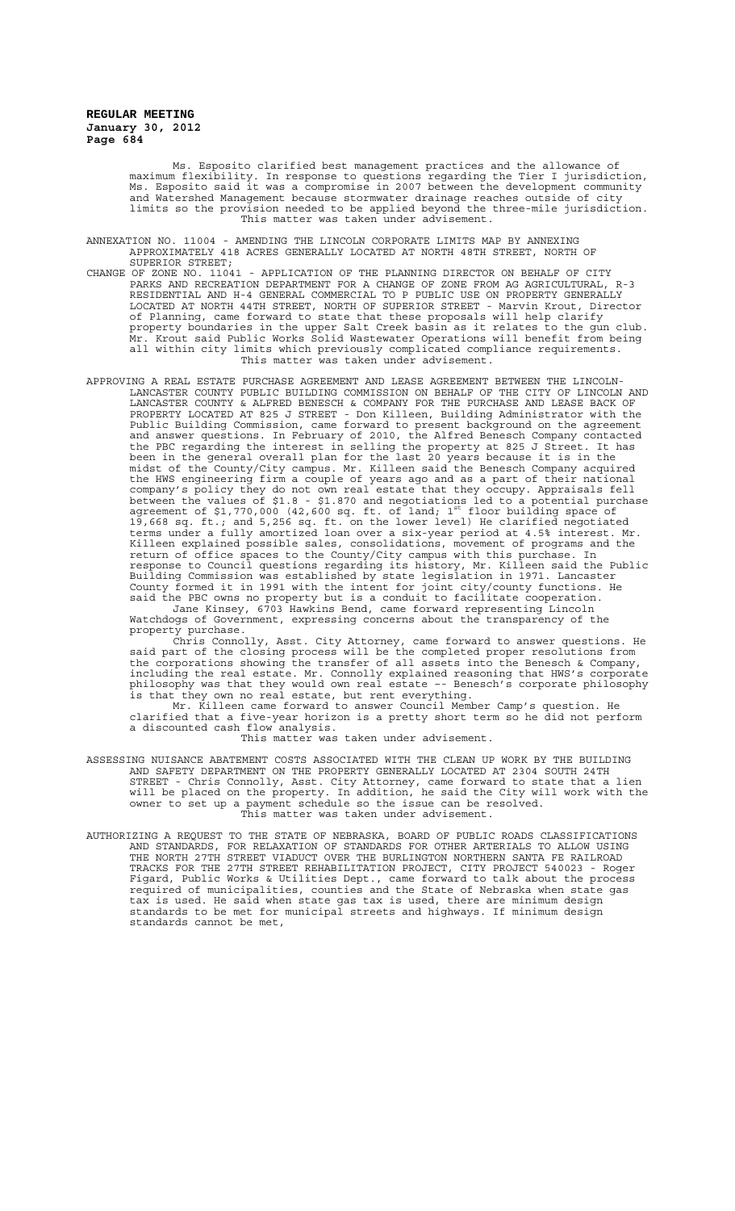Ms. Esposito clarified best management practices and the allowance of maximum flexibility. In response to questions regarding the Tier I jurisdiction, Ms. Esposito said it was a compromise in 2007 between the development community and Watershed Management because stormwater drainage reaches outside of city limits so the provision needed to be applied beyond the three-mile jurisdiction.
This matter was taken under advisement.

ANNEXATION NO. 11004 - AMENDING THE LINCOLN CORPORATE LIMITS MAP BY ANNEXING APPROXIMATELY 418 ACRES GENERALLY LOCATED AT NORTH 48TH STREET, NORTH OF SUPERIOR STREET;

CHANGE OF ZONE NO. 11041 - APPLICATION OF THE PLANNING DIRECTOR ON BEHALF OF CITY PARKS AND RECREATION DEPARTMENT FOR A CHANGE OF ZONE FROM AG AGRICULTURAL, R-3 RESIDENTIAL AND H-4 GENERAL COMMERCIAL TO P PUBLIC USE ON PROPERTY GENERALLY LOCATED AT NORTH 44TH STREET, NORTH OF SUPERIOR STREET - Marvin Krout, Director of Planning, came forward to state that these proposals will help clarify property boundaries in the upper Salt Creek basin as it relates to the gun club. Mr. Krout said Public Works Solid Wastewater Operations will benefit from being all within city limits which previously complicated compliance requirements.
This matter was taken under advisement.

APPROVING A REAL ESTATE PURCHASE AGREEMENT AND LEASE AGREEMENT BETWEEN THE LINCOLN-LANCASTER COUNTY PUBLIC BUILDING COMMISSION ON BEHALF OF THE CITY OF LINCOLN AND LANCASTER COUNTY & ALFRED BENESCH & COMPANY FOR THE PURCHASE AND LEASE BACK OF PROPERTY LOCATED AT 825 J STREET - Don Killeen, Building Administrator with the Public Building Commission, came forward to present background on the agreement and answer questions. In February of 2010, the Alfred Benesch Company contacted the PBC regarding the interest in selling the property at 825 J Street. It has been in the general overall plan for the last 20 years because it is in the midst of the County/City campus. Mr. Killeen said the Benesch Company acquired the HWS engineering firm a couple of years ago and as a part of their national company's policy they do not own real estate that they occupy. Appraisals fell between the values of $1.8 - $1.870 and negotiations led to a potential purchase agreement of $1,770,000 (42,600 sq. ft. of land; 1st floor building space of 19,668 sq. ft.; and 5,256 sq. ft. on the lower level) He clarified negotiated terms under a fully amortized loan over a six-year period at 4.5% interest. Mr. Killeen explained possible sales, consolidations, movement of programs and the return of office spaces to the County/City campus with this purchase. In response to Council questions regarding its history, Mr. Killeen said the Public Building Commission was established by state legislation in 1971. Lancaster County formed it in 1991 with the intent for joint city/county functions. He said the PBC owns no property but is a conduit to facilitate cooperation.

Jane Kinsey, 6703 Hawkins Bend, came forward representing Lincoln Watchdogs of Government, expressing concerns about the transparency of the property purchase.

Chris Connolly, Asst. City Attorney, came forward to answer questions. He said part of the closing process will be the completed proper resolutions from the corporations showing the transfer of all assets into the Benesch & Company, including the real estate. Mr. Connolly explained reasoning that HWS's corporate philosophy was that they would own real estate -- Benesch's corporate philosophy is that they own no real estate, but rent everything.

Mr. Killeen came forward to answer Council Member Camp's question. He clarified that a five-year horizon is a pretty short term so he did not perform a discounted cash flow analysis.
This matter was taken under advisement.

ASSESSING NUISANCE ABATEMENT COSTS ASSOCIATED WITH THE CLEAN UP WORK BY THE BUILDING AND SAFETY DEPARTMENT ON THE PROPERTY GENERALLY LOCATED AT 2304 SOUTH 24TH STREET - Chris Connolly, Asst. City Attorney, came forward to state that a lien will be placed on the property. In addition, he said the City will work with the owner to set up a payment schedule so the issue can be resolved.
This matter was taken under advisement.

AUTHORIZING A REQUEST TO THE STATE OF NEBRASKA, BOARD OF PUBLIC ROADS CLASSIFICATIONS AND STANDARDS, FOR RELAXATION OF STANDARDS FOR OTHER ARTERIALS TO ALLOW USING THE NORTH 27TH STREET VIADUCT OVER THE BURLINGTON NORTHERN SANTA FE RAILROAD TRACKS FOR THE 27TH STREET REHABILITATION PROJECT, CITY PROJECT 540023 - Roger Figard, Public Works & Utilities Dept., came forward to talk about the process required of municipalities, counties and the State of Nebraska when state gas tax is used. He said when state gas tax is used, there are minimum design standards to be met for municipal streets and highways. If minimum design standards cannot be met,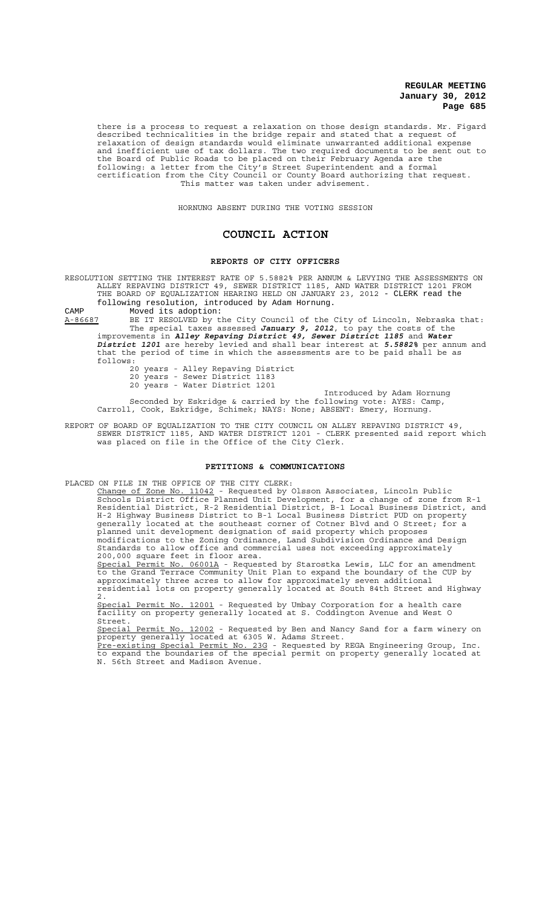there is a process to request a relaxation on those design standards. Mr. Figard described technicalities in the bridge repair and stated that a request of relaxation of design standards would eliminate unwarranted additional expense and inefficient use of tax dollars. The two required documents to be sent out to the Board of Public Roads to be placed on their February Agenda are the following: a letter from the City's Street Superintendent and a formal certification from the City Council or County Board authorizing that request. This matter was taken under advisement.

HORNUNG ABSENT DURING THE VOTING SESSION

# COUNCIL ACTION

## REPORTS OF CITY OFFICERS

RESOLUTION SETTING THE INTEREST RATE OF 5.5882% PER ANNUM & LEVYING THE ASSESSMENTS ON ALLEY REPAVING DISTRICT 49, SEWER DISTRICT 1185, AND WATER DISTRICT 1201 FROM THE BOARD OF EQUALIZATION HEARING HELD ON JANUARY 23, 2012 - CLERK read the following resolution, introduced by Adam Hornung.

CAMP Moved its adoption:

A-86687 BE IT RESOLVED by the City Council of the City of Lincoln, Nebraska that: The special taxes assessed ***January 9, 2012***, to pay the costs of the improvements in ***Alley Repaving District 49, Sewer District 1185*** and ***Water District 1201*** are hereby levied and shall bear interest at ***5.5882%*** per annum and that the period of time in which the assessments are to be paid shall be as follows:

20 years - Alley Repaving District
20 years - Sewer District 1183
20 years - Water District 1201

Introduced by Adam Hornung

Seconded by Eskridge & carried by the following vote: AYES: Camp, Carroll, Cook, Eskridge, Schimek; NAYS: None; ABSENT: Emery, Hornung.

REPORT OF BOARD OF EQUALIZATION TO THE CITY COUNCIL ON ALLEY REPAVING DISTRICT 49, SEWER DISTRICT 1185, AND WATER DISTRICT 1201 - CLERK presented said report which was placed on file in the Office of the City Clerk.

## PETITIONS & COMMUNICATIONS

PLACED ON FILE IN THE OFFICE OF THE CITY CLERK:

Change of Zone No. 11042 - Requested by Olsson Associates, Lincoln Public Schools District Office Planned Unit Development, for a change of zone from R-1 Residential District, R-2 Residential District, B-1 Local Business District, and H-2 Highway Business District to B-1 Local Business District PUD on property generally located at the southeast corner of Cotner Blvd and O Street; for a planned unit development designation of said property which proposes modifications to the Zoning Ordinance, Land Subdivision Ordinance and Design Standards to allow office and commercial uses not exceeding approximately 200,000 square feet in floor area.

Special Permit No. 06001A - Requested by Starostka Lewis, LLC for an amendment to the Grand Terrace Community Unit Plan to expand the boundary of the CUP by approximately three acres to allow for approximately seven additional residential lots on property generally located at South 84th Street and Highway 2.

Special Permit No. 12001 - Requested by Umbay Corporation for a health care facility on property generally located at S. Coddington Avenue and West O Street.

Special Permit No. 12002 - Requested by Ben and Nancy Sand for a farm winery on property generally located at 6305 W. Adams Street.

Pre-existing Special Permit No. 23G - Requested by REGA Engineering Group, Inc. to expand the boundaries of the special permit on property generally located at N. 56th Street and Madison Avenue.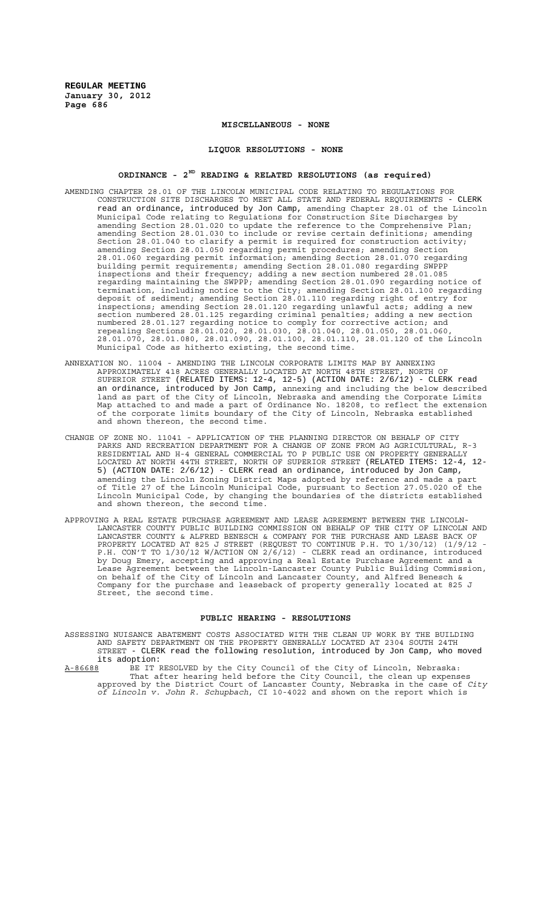## MISCELLANEOUS - NONE

## LIQUOR RESOLUTIONS - NONE

## ORDINANCE - 2ND READING & RELATED RESOLUTIONS (as required)

AMENDING CHAPTER 28.01 OF THE LINCOLN MUNICIPAL CODE RELATING TO REGULATIONS FOR CONSTRUCTION SITE DISCHARGES TO MEET ALL STATE AND FEDERAL REQUIREMENTS - CLERK read an ordinance, introduced by Jon Camp, amending Chapter 28.01 of the Lincoln Municipal Code relating to Regulations for Construction Site Discharges by amending Section 28.01.020 to update the reference to the Comprehensive Plan; amending Section 28.01.030 to include or revise certain definitions; amending Section 28.01.040 to clarify a permit is required for construction activity; amending Section 28.01.050 regarding permit procedures; amending Section 28.01.060 regarding permit information; amending Section 28.01.070 regarding building permit requirements; amending Section 28.01.080 regarding SWPPP inspections and their frequency; adding a new section numbered 28.01.085 regarding maintaining the SWPPP; amending Section 28.01.090 regarding notice of termination, including notice to the City; amending Section 28.01.100 regarding deposit of sediment; amending Section 28.01.110 regarding right of entry for inspections; amending Section 28.01.120 regarding unlawful acts; adding a new section numbered 28.01.125 regarding criminal penalties; adding a new section numbered 28.01.127 regarding notice to comply for corrective action; and repealing Sections 28.01.020, 28.01.030, 28.01.040, 28.01.050, 28.01.060, 28.01.070, 28.01.080, 28.01.090, 28.01.100, 28.01.110, 28.01.120 of the Lincoln Municipal Code as hitherto existing, the second time.

ANNEXATION NO. 11004 - AMENDING THE LINCOLN CORPORATE LIMITS MAP BY ANNEXING APPROXIMATELY 418 ACRES GENERALLY LOCATED AT NORTH 48TH STREET, NORTH OF SUPERIOR STREET (RELATED ITEMS: 12-4, 12-5) (ACTION DATE: 2/6/12) - CLERK read an ordinance, introduced by Jon Camp, annexing and including the below described land as part of the City of Lincoln, Nebraska and amending the Corporate Limits Map attached to and made a part of Ordinance No. 18208, to reflect the extension of the corporate limits boundary of the City of Lincoln, Nebraska established and shown thereon, the second time.

CHANGE OF ZONE NO. 11041 - APPLICATION OF THE PLANNING DIRECTOR ON BEHALF OF CITY PARKS AND RECREATION DEPARTMENT FOR A CHANGE OF ZONE FROM AG AGRICULTURAL, R-3 RESIDENTIAL AND H-4 GENERAL COMMERCIAL TO P PUBLIC USE ON PROPERTY GENERALLY LOCATED AT NORTH 44TH STREET, NORTH OF SUPERIOR STREET (RELATED ITEMS: 12-4, 12-5) (ACTION DATE: 2/6/12) - CLERK read an ordinance, introduced by Jon Camp, amending the Lincoln Zoning District Maps adopted by reference and made a part of Title 27 of the Lincoln Municipal Code, pursuant to Section 27.05.020 of the Lincoln Municipal Code, by changing the boundaries of the districts established and shown thereon, the second time.

APPROVING A REAL ESTATE PURCHASE AGREEMENT AND LEASE AGREEMENT BETWEEN THE LINCOLN-LANCASTER COUNTY PUBLIC BUILDING COMMISSION ON BEHALF OF THE CITY OF LINCOLN AND LANCASTER COUNTY & ALFRED BENESCH & COMPANY FOR THE PURCHASE AND LEASE BACK OF PROPERTY LOCATED AT 825 J STREET (REQUEST TO CONTINUE P.H. TO 1/30/12) (1/9/12 - P.H. CON'T TO 1/30/12 W/ACTION ON 2/6/12) - CLERK read an ordinance, introduced by Doug Emery, accepting and approving a Real Estate Purchase Agreement and a Lease Agreement between the Lincoln-Lancaster County Public Building Commission, on behalf of the City of Lincoln and Lancaster County, and Alfred Benesch & Company for the purchase and leaseback of property generally located at 825 J Street, the second time.

## PUBLIC HEARING - RESOLUTIONS

ASSESSING NUISANCE ABATEMENT COSTS ASSOCIATED WITH THE CLEAN UP WORK BY THE BUILDING AND SAFETY DEPARTMENT ON THE PROPERTY GENERALLY LOCATED AT 2304 SOUTH 24TH STREET - CLERK read the following resolution, introduced by Jon Camp, who moved its adoption:

A-86688 BE IT RESOLVED by the City Council of the City of Lincoln, Nebraska:

That after hearing held before the City Council, the clean up expenses approved by the District Court of Lancaster County, Nebraska in the case of *City of Lincoln v. John R. Schupbach*, CI 10-4022 and shown on the report which is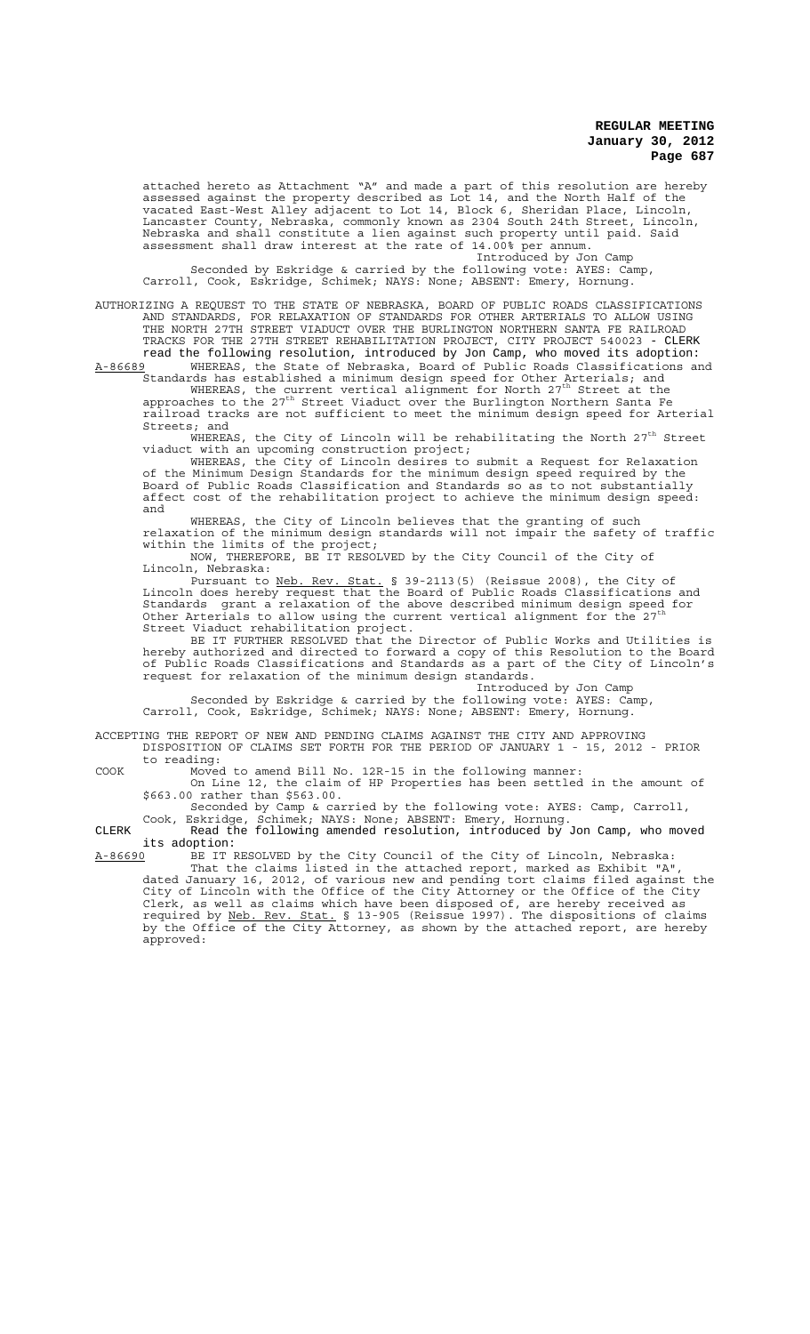attached hereto as Attachment "A" and made a part of this resolution are hereby assessed against the property described as Lot 14, and the North Half of the vacated East-West Alley adjacent to Lot 14, Block 6, Sheridan Place, Lincoln, Lancaster County, Nebraska, commonly known as 2304 South 24th Street, Lincoln, Nebraska and shall constitute a lien against such property until paid. Said assessment shall draw interest at the rate of 14.00% per annum.

Introduced by Jon Camp

Seconded by Eskridge & carried by the following vote: AYES: Camp, Carroll, Cook, Eskridge, Schimek; NAYS: None; ABSENT: Emery, Hornung.

AUTHORIZING A REQUEST TO THE STATE OF NEBRASKA, BOARD OF PUBLIC ROADS CLASSIFICATIONS AND STANDARDS, FOR RELAXATION OF STANDARDS FOR OTHER ARTERIALS TO ALLOW USING THE NORTH 27TH STREET VIADUCT OVER THE BURLINGTON NORTHERN SANTA FE RAILROAD TRACKS FOR THE 27TH STREET REHABILITATION PROJECT, CITY PROJECT 540023 - CLERK read the following resolution, introduced by Jon Camp, who moved its adoption:

A-86689 WHEREAS, the State of Nebraska, Board of Public Roads Classifications and Standards has established a minimum design speed for Other Arterials; and

WHEREAS, the current vertical alignment for North 27th Street at the approaches to the 27th Street Viaduct over the Burlington Northern Santa Fe railroad tracks are not sufficient to meet the minimum design speed for Arterial Streets; and

WHEREAS, the City of Lincoln will be rehabilitating the North 27th Street viaduct with an upcoming construction project;

WHEREAS, the City of Lincoln desires to submit a Request for Relaxation of the Minimum Design Standards for the minimum design speed required by the Board of Public Roads Classification and Standards so as to not substantially affect cost of the rehabilitation project to achieve the minimum design speed: and

WHEREAS, the City of Lincoln believes that the granting of such relaxation of the minimum design standards will not impair the safety of traffic within the limits of the project;

NOW, THEREFORE, BE IT RESOLVED by the City Council of the City of Lincoln, Nebraska:

Pursuant to Neb. Rev. Stat. § 39-2113(5) (Reissue 2008), the City of Lincoln does hereby request that the Board of Public Roads Classifications and Standards grant a relaxation of the above described minimum design speed for Other Arterials to allow using the current vertical alignment for the 27th Street Viaduct rehabilitation project.

BE IT FURTHER RESOLVED that the Director of Public Works and Utilities is hereby authorized and directed to forward a copy of this Resolution to the Board of Public Roads Classifications and Standards as a part of the City of Lincoln's request for relaxation of the minimum design standards.

Introduced by Jon Camp

Seconded by Eskridge & carried by the following vote: AYES: Camp, Carroll, Cook, Eskridge, Schimek; NAYS: None; ABSENT: Emery, Hornung.

ACCEPTING THE REPORT OF NEW AND PENDING CLAIMS AGAINST THE CITY AND APPROVING DISPOSITION OF CLAIMS SET FORTH FOR THE PERIOD OF JANUARY 1 - 15, 2012 - PRIOR to reading:

COOK Moved to amend Bill No. 12R-15 in the following manner:

On Line 12, the claim of HP Properties has been settled in the amount of $663.00 rather than $563.00.

Seconded by Camp & carried by the following vote: AYES: Camp, Carroll, Cook, Eskridge, Schimek; NAYS: None; ABSENT: Emery, Hornung.

CLERK Read the following amended resolution, introduced by Jon Camp, who moved its adoption:

A-86690 BE IT RESOLVED by the City Council of the City of Lincoln, Nebraska:

That the claims listed in the attached report, marked as Exhibit "A", dated January 16, 2012, of various new and pending tort claims filed against the City of Lincoln with the Office of the City Attorney or the Office of the City Clerk, as well as claims which have been disposed of, are hereby received as required by Neb. Rev. Stat. § 13-905 (Reissue 1997). The dispositions of claims by the Office of the City Attorney, as shown by the attached report, are hereby approved: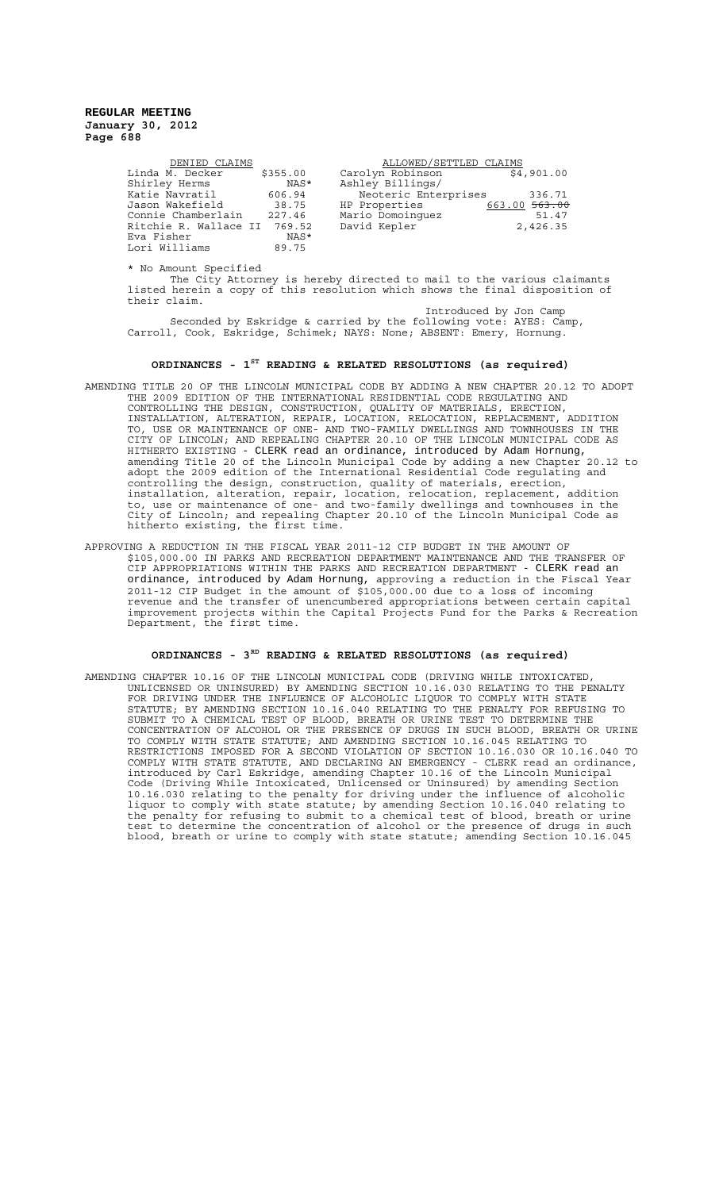**REGULAR MEETING**
**January 30, 2012**
**Page 688**

| DENIED CLAIMS | | ALLOWED/SETTLED CLAIMS | |
|---|---|---|---|
| Linda M. Decker | $355.00 | Carolyn Robinson | $4,901.00 |
| Shirley Herms | NAS* | Ashley Billings/ | |
| Katie Navratil | 606.94 | Neoteric Enterprises | 336.71 |
| Jason Wakefield | 38.75 | HP Properties | 663.00 ~~563.00~~ |
| Connie Chamberlain | 227.46 | Mario Domoinguez | 51.47 |
| Ritchie R. Wallace II | 769.52 | David Kepler | 2,426.35 |
| Eva Fisher | NAS* | | |
| Lori Williams | 89.75 | | |

\* No Amount Specified

The City Attorney is hereby directed to mail to the various claimants listed herein a copy of this resolution which shows the final disposition of their claim.

Introduced by Jon Camp

Seconded by Eskridge & carried by the following vote: AYES: Camp, Carroll, Cook, Eskridge, Schimek; NAYS: None; ABSENT: Emery, Hornung.

## ORDINANCES - 1ST READING & RELATED RESOLUTIONS (as required)

AMENDING TITLE 20 OF THE LINCOLN MUNICIPAL CODE BY ADDING A NEW CHAPTER 20.12 TO ADOPT THE 2009 EDITION OF THE INTERNATIONAL RESIDENTIAL CODE REGULATING AND CONTROLLING THE DESIGN, CONSTRUCTION, QUALITY OF MATERIALS, ERECTION, INSTALLATION, ALTERATION, REPAIR, LOCATION, RELOCATION, REPLACEMENT, ADDITION TO, USE OR MAINTENANCE OF ONE- AND TWO-FAMILY DWELLINGS AND TOWNHOUSES IN THE CITY OF LINCOLN; AND REPEALING CHAPTER 20.10 OF THE LINCOLN MUNICIPAL CODE AS HITHERTO EXISTING - CLERK read an ordinance, introduced by Adam Hornung, amending Title 20 of the Lincoln Municipal Code by adding a new Chapter 20.12 to adopt the 2009 edition of the International Residential Code regulating and controlling the design, construction, quality of materials, erection, installation, alteration, repair, location, relocation, replacement, addition to, use or maintenance of one- and two-family dwellings and townhouses in the City of Lincoln; and repealing Chapter 20.10 of the Lincoln Municipal Code as hitherto existing, the first time.

APPROVING A REDUCTION IN THE FISCAL YEAR 2011-12 CIP BUDGET IN THE AMOUNT OF $105,000.00 IN PARKS AND RECREATION DEPARTMENT MAINTENANCE AND THE TRANSFER OF CIP APPROPRIATIONS WITHIN THE PARKS AND RECREATION DEPARTMENT - CLERK read an ordinance, introduced by Adam Hornung, approving a reduction in the Fiscal Year 2011-12 CIP Budget in the amount of $105,000.00 due to a loss of incoming revenue and the transfer of unencumbered appropriations between certain capital improvement projects within the Capital Projects Fund for the Parks & Recreation Department, the first time.

## ORDINANCES - 3RD READING & RELATED RESOLUTIONS (as required)

AMENDING CHAPTER 10.16 OF THE LINCOLN MUNICIPAL CODE (DRIVING WHILE INTOXICATED, UNLICENSED OR UNINSURED) BY AMENDING SECTION 10.16.030 RELATING TO THE PENALTY FOR DRIVING UNDER THE INFLUENCE OF ALCOHOLIC LIQUOR TO COMPLY WITH STATE STATUTE; BY AMENDING SECTION 10.16.040 RELATING TO THE PENALTY FOR REFUSING TO SUBMIT TO A CHEMICAL TEST OF BLOOD, BREATH OR URINE TEST TO DETERMINE THE CONCENTRATION OF ALCOHOL OR THE PRESENCE OF DRUGS IN SUCH BLOOD, BREATH OR URINE TO COMPLY WITH STATE STATUTE; AND AMENDING SECTION 10.16.045 RELATING TO RESTRICTIONS IMPOSED FOR A SECOND VIOLATION OF SECTION 10.16.030 OR 10.16.040 TO COMPLY WITH STATE STATUTE, AND DECLARING AN EMERGENCY - CLERK read an ordinance, introduced by Carl Eskridge, amending Chapter 10.16 of the Lincoln Municipal Code (Driving While Intoxicated, Unlicensed or Uninsured) by amending Section 10.16.030 relating to the penalty for driving under the influence of alcoholic liquor to comply with state statute; by amending Section 10.16.040 relating to the penalty for refusing to submit to a chemical test of blood, breath or urine test to determine the concentration of alcohol or the presence of drugs in such blood, breath or urine to comply with state statute; amending Section 10.16.045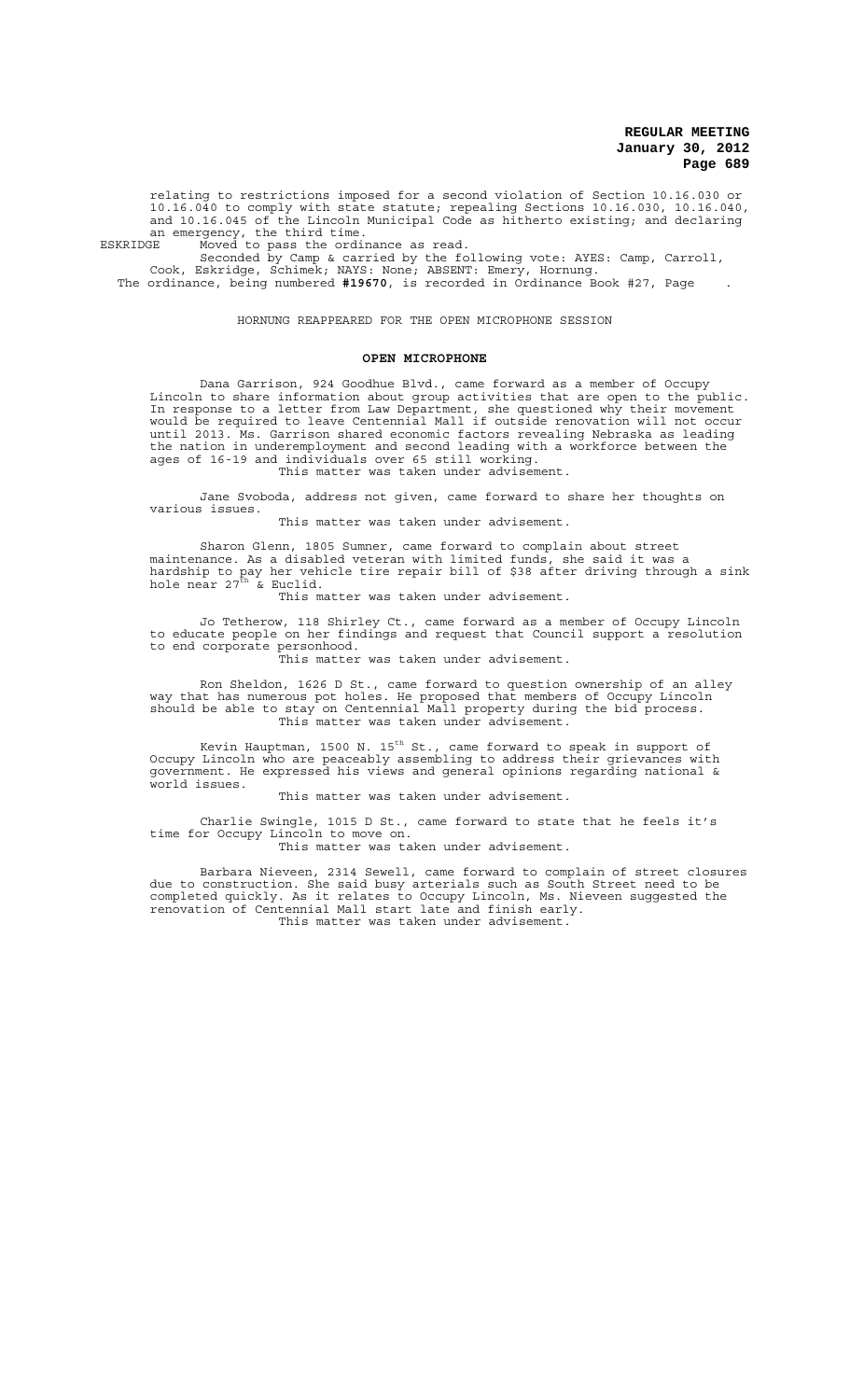relating to restrictions imposed for a second violation of Section 10.16.030 or 10.16.040 to comply with state statute; repealing Sections 10.16.030, 10.16.040, and 10.16.045 of the Lincoln Municipal Code as hitherto existing; and declaring an emergency, the third time.

ESKRIDGE Moved to pass the ordinance as read.

Seconded by Camp & carried by the following vote: AYES: Camp, Carroll, Cook, Eskridge, Schimek; NAYS: None; ABSENT: Emery, Hornung.

The ordinance, being numbered **#19670**, is recorded in Ordinance Book #27, Page .

HORNUNG REAPPEARED FOR THE OPEN MICROPHONE SESSION

## OPEN MICROPHONE

Dana Garrison, 924 Goodhue Blvd., came forward as a member of Occupy Lincoln to share information about group activities that are open to the public. In response to a letter from Law Department, she questioned why their movement would be required to leave Centennial Mall if outside renovation will not occur until 2013. Ms. Garrison shared economic factors revealing Nebraska as leading the nation in underemployment and second leading with a workforce between the ages of 16-19 and individuals over 65 still working.

This matter was taken under advisement.

Jane Svoboda, address not given, came forward to share her thoughts on various issues.

This matter was taken under advisement.

Sharon Glenn, 1805 Sumner, came forward to complain about street maintenance. As a disabled veteran with limited funds, she said it was a hardship to pay her vehicle tire repair bill of $38 after driving through a sink hole near 27th & Euclid.

This matter was taken under advisement.

Jo Tetherow, 118 Shirley Ct., came forward as a member of Occupy Lincoln to educate people on her findings and request that Council support a resolution to end corporate personhood.

This matter was taken under advisement.

Ron Sheldon, 1626 D St., came forward to question ownership of an alley way that has numerous pot holes. He proposed that members of Occupy Lincoln should be able to stay on Centennial Mall property during the bid process.

This matter was taken under advisement.

Kevin Hauptman, 1500 N. 15th St., came forward to speak in support of Occupy Lincoln who are peaceably assembling to address their grievances with government. He expressed his views and general opinions regarding national & world issues.

This matter was taken under advisement.

Charlie Swingle, 1015 D St., came forward to state that he feels it's time for Occupy Lincoln to move on.

This matter was taken under advisement.

Barbara Nieveen, 2314 Sewell, came forward to complain of street closures due to construction. She said busy arterials such as South Street need to be completed quickly. As it relates to Occupy Lincoln, Ms. Nieveen suggested the renovation of Centennial Mall start late and finish early.

This matter was taken under advisement.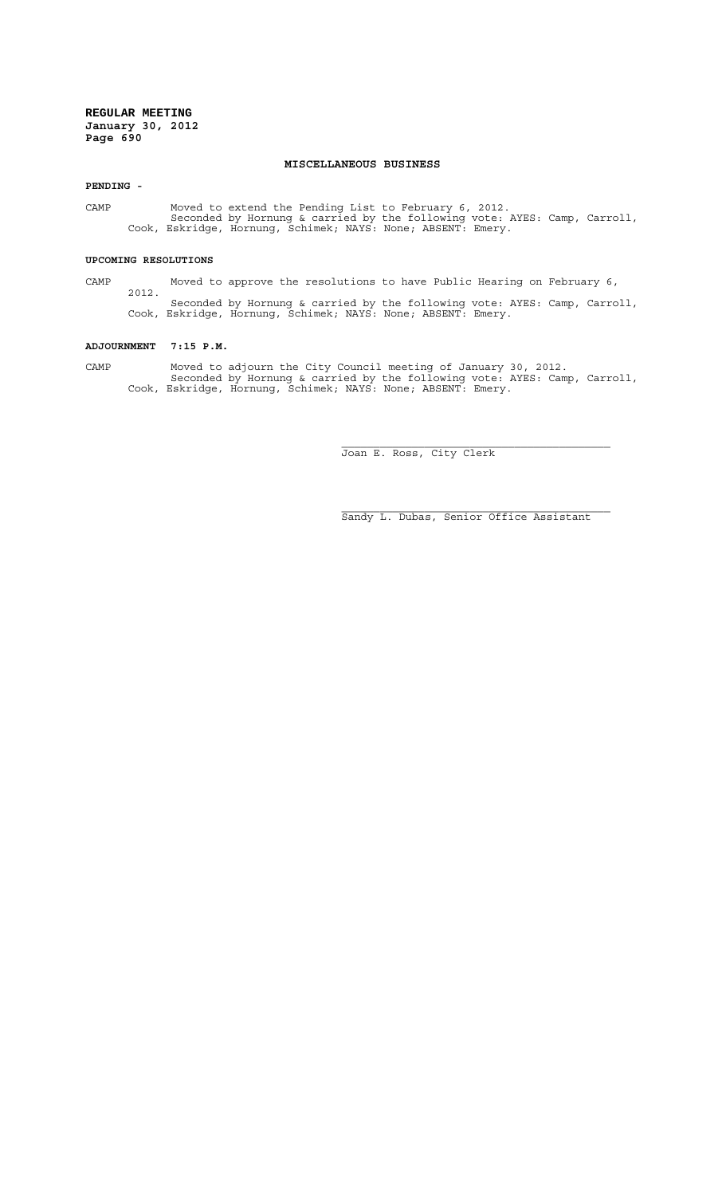## MISCELLANEOUS BUSINESS

**PENDING -**

CAMP Moved to extend the Pending List to February 6, 2012.
Seconded by Hornung & carried by the following vote: AYES: Camp, Carroll, Cook, Eskridge, Hornung, Schimek; NAYS: None; ABSENT: Emery.

**UPCOMING RESOLUTIONS**

CAMP Moved to approve the resolutions to have Public Hearing on February 6, 2012.
Seconded by Hornung & carried by the following vote: AYES: Camp, Carroll, Cook, Eskridge, Hornung, Schimek; NAYS: None; ABSENT: Emery.

**ADJOURNMENT 7:15 P.M.**

CAMP Moved to adjourn the City Council meeting of January 30, 2012.
Seconded by Hornung & carried by the following vote: AYES: Camp, Carroll, Cook, Eskridge, Hornung, Schimek; NAYS: None; ABSENT: Emery.

Joan E. Ross, City Clerk

Sandy L. Dubas, Senior Office Assistant